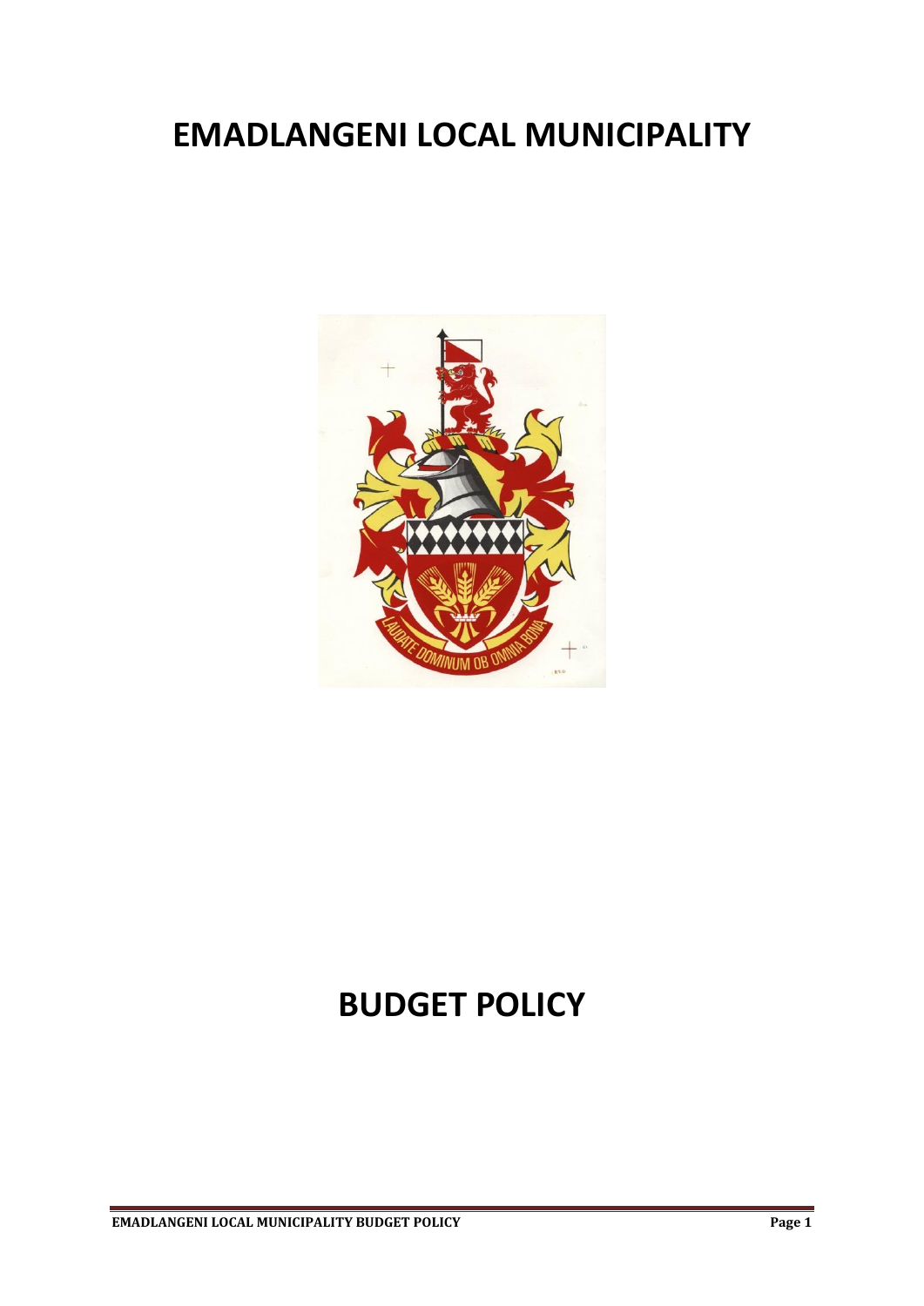# EMADLANGENI LOCAL MUNICIPALITY

# BUDGET POLICY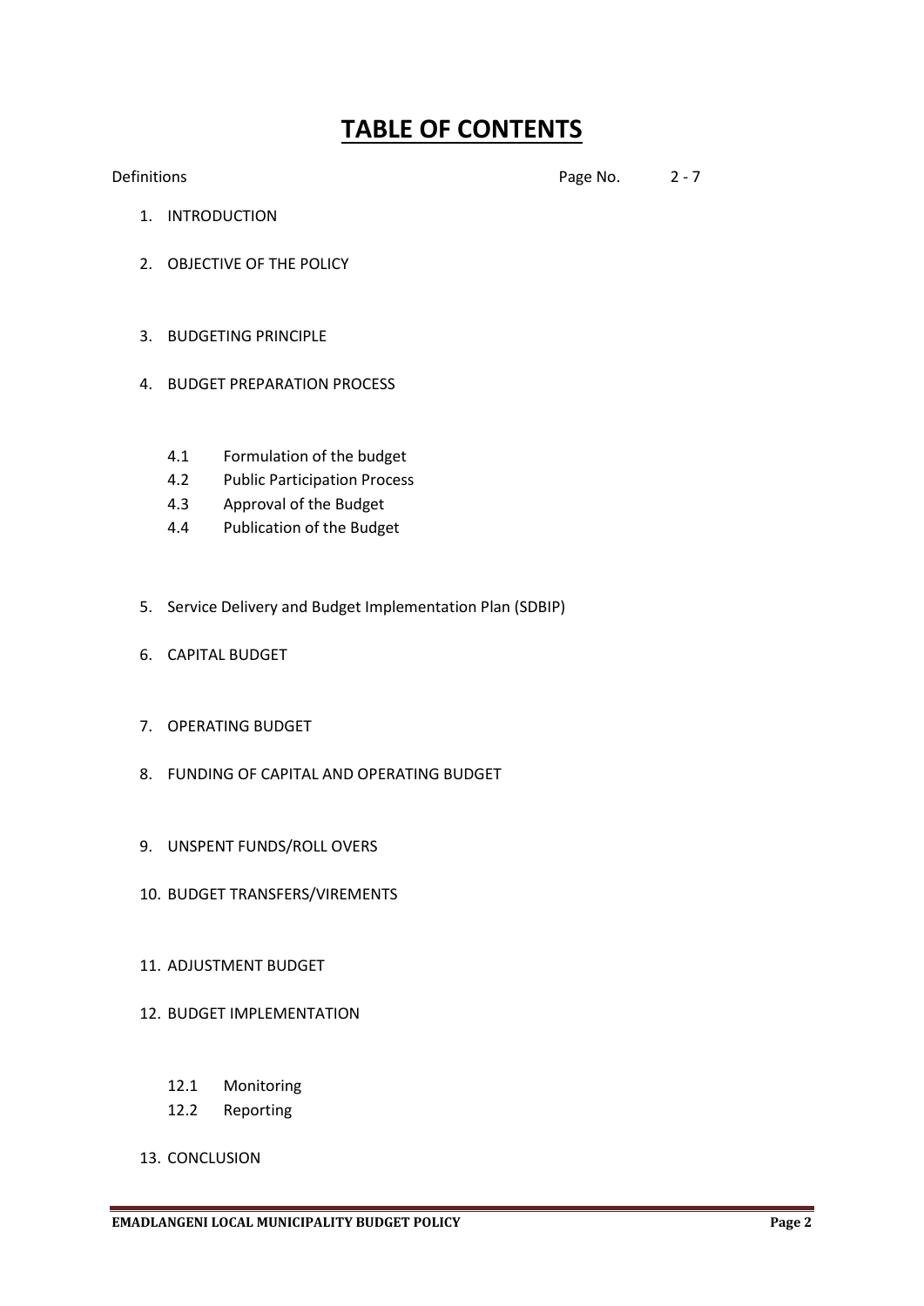# TABLE OF CONTENTS

Definitions Page No. 2 - 7

1. INTRODUCTION
2. OBJECTIVE OF THE POLICY
3. BUDGETING PRINCIPLE
4. BUDGET PREPARATION PROCESS
   - 4.1 Formulation of the budget
   - 4.2 Public Participation Process
   - 4.3 Approval of the Budget
   - 4.4 Publication of the Budget
5. Service Delivery and Budget Implementation Plan (SDBIP)
6. CAPITAL BUDGET
7. OPERATING BUDGET
8. FUNDING OF CAPITAL AND OPERATING BUDGET
9. UNSPENT FUNDS/ROLL OVERS
10. BUDGET TRANSFERS/VIREMENTS
11. ADJUSTMENT BUDGET
12. BUDGET IMPLEMENTATION
    - 12.1 Monitoring
    - 12.2 Reporting
13. CONCLUSION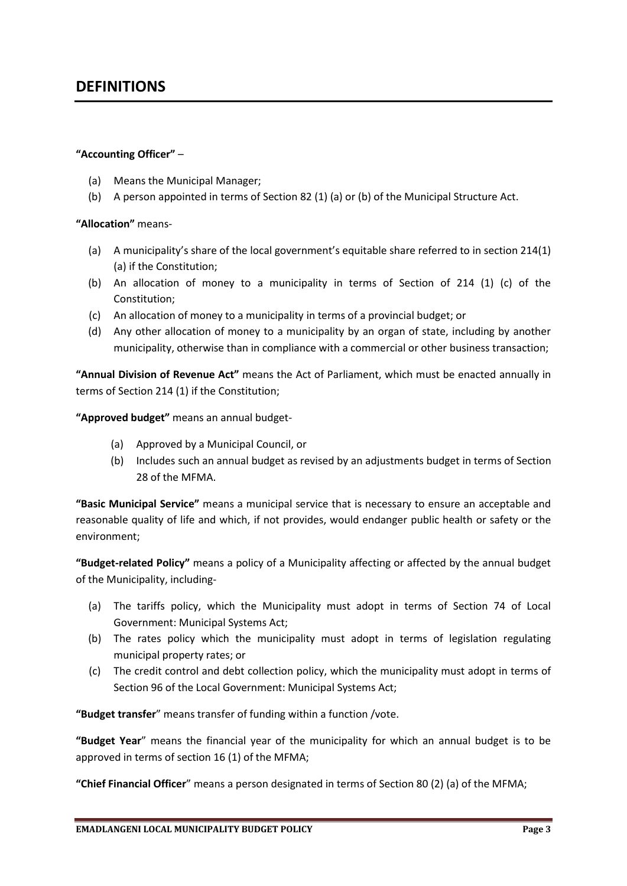# DEFINITIONS

**"Accounting Officer"** –

(a) Means the Municipal Manager;
(b) A person appointed in terms of Section 82 (1) (a) or (b) of the Municipal Structure Act.

**"Allocation"** means-

(a) A municipality's share of the local government's equitable share referred to in section 214(1) (a) if the Constitution;
(b) An allocation of money to a municipality in terms of Section of 214 (1) (c) of the Constitution;
(c) An allocation of money to a municipality in terms of a provincial budget; or
(d) Any other allocation of money to a municipality by an organ of state, including by another municipality, otherwise than in compliance with a commercial or other business transaction;

**"Annual Division of Revenue Act"** means the Act of Parliament, which must be enacted annually in terms of Section 214 (1) if the Constitution;

**"Approved budget"** means an annual budget-

(a) Approved by a Municipal Council, or
(b) Includes such an annual budget as revised by an adjustments budget in terms of Section 28 of the MFMA.

**"Basic Municipal Service"** means a municipal service that is necessary to ensure an acceptable and reasonable quality of life and which, if not provides, would endanger public health or safety or the environment;

**"Budget-related Policy"** means a policy of a Municipality affecting or affected by the annual budget of the Municipality, including-

(a) The tariffs policy, which the Municipality must adopt in terms of Section 74 of Local Government: Municipal Systems Act;
(b) The rates policy which the municipality must adopt in terms of legislation regulating municipal property rates; or
(c) The credit control and debt collection policy, which the municipality must adopt in terms of Section 96 of the Local Government: Municipal Systems Act;

**"Budget transfer"** means transfer of funding within a function /vote.

**"Budget Year"** means the financial year of the municipality for which an annual budget is to be approved in terms of section 16 (1) of the MFMA;

**"Chief Financial Officer"** means a person designated in terms of Section 80 (2) (a) of the MFMA;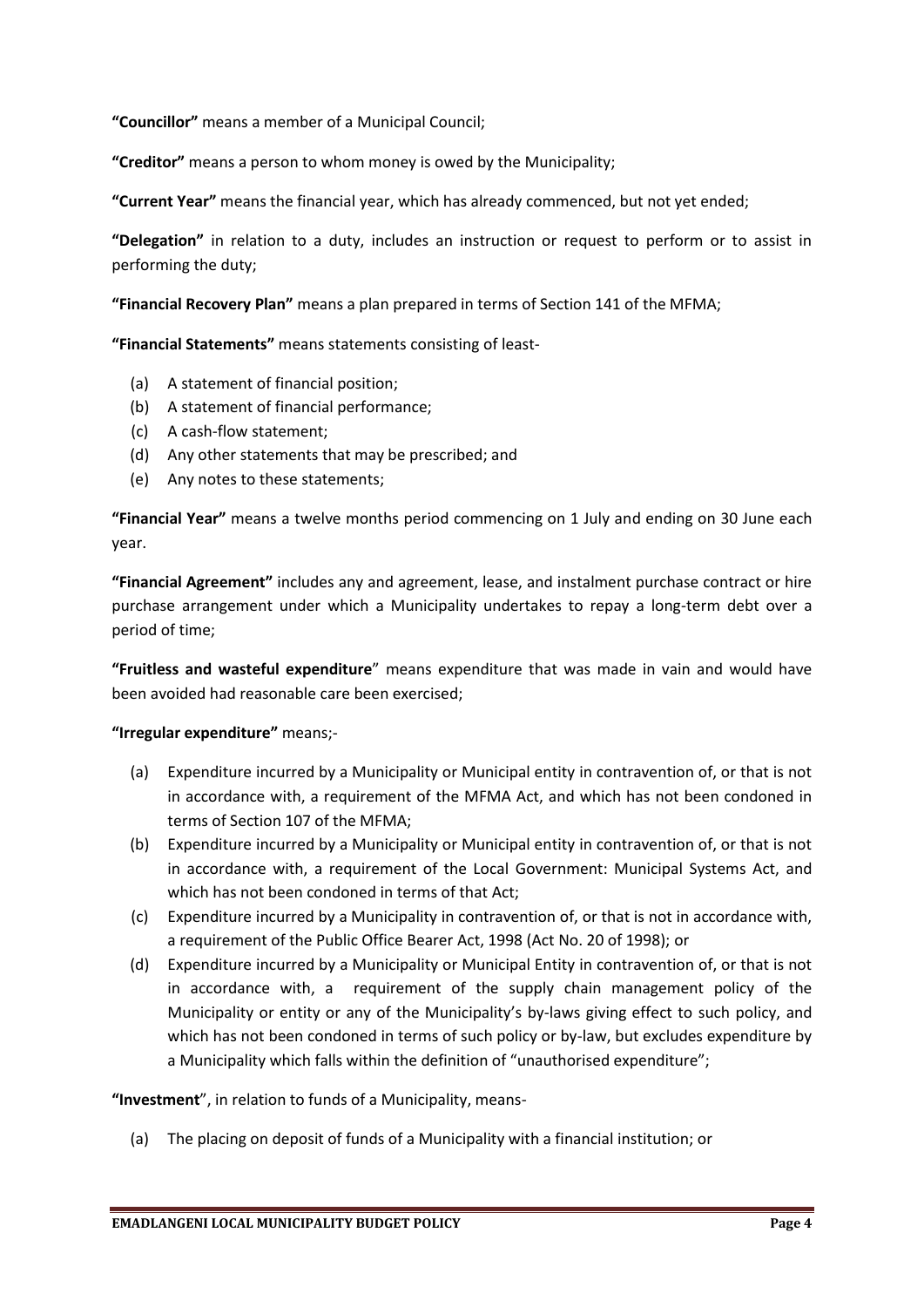**"Councillor"** means a member of a Municipal Council;

**"Creditor"** means a person to whom money is owed by the Municipality;

**"Current Year"** means the financial year, which has already commenced, but not yet ended;

**"Delegation"** in relation to a duty, includes an instruction or request to perform or to assist in performing the duty;

**"Financial Recovery Plan"** means a plan prepared in terms of Section 141 of the MFMA;

**"Financial Statements"** means statements consisting of least-

- (a) A statement of financial position;
- (b) A statement of financial performance;
- (c) A cash-flow statement;
- (d) Any other statements that may be prescribed; and
- (e) Any notes to these statements;

**"Financial Year"** means a twelve months period commencing on 1 July and ending on 30 June each year.

**"Financial Agreement"** includes any and agreement, lease, and instalment purchase contract or hire purchase arrangement under which a Municipality undertakes to repay a long-term debt over a period of time;

**"Fruitless and wasteful expenditure"** means expenditure that was made in vain and would have been avoided had reasonable care been exercised;

**"Irregular expenditure"** means;-

- (a) Expenditure incurred by a Municipality or Municipal entity in contravention of, or that is not in accordance with, a requirement of the MFMA Act, and which has not been condoned in terms of Section 107 of the MFMA;
- (b) Expenditure incurred by a Municipality or Municipal entity in contravention of, or that is not in accordance with, a requirement of the Local Government: Municipal Systems Act, and which has not been condoned in terms of that Act;
- (c) Expenditure incurred by a Municipality in contravention of, or that is not in accordance with, a requirement of the Public Office Bearer Act, 1998 (Act No. 20 of 1998); or
- (d) Expenditure incurred by a Municipality or Municipal Entity in contravention of, or that is not in accordance with, a requirement of the supply chain management policy of the Municipality or entity or any of the Municipality's by-laws giving effect to such policy, and which has not been condoned in terms of such policy or by-law, but excludes expenditure by a Municipality which falls within the definition of "unauthorised expenditure";

**"Investment"**, in relation to funds of a Municipality, means-

- (a) The placing on deposit of funds of a Municipality with a financial institution; or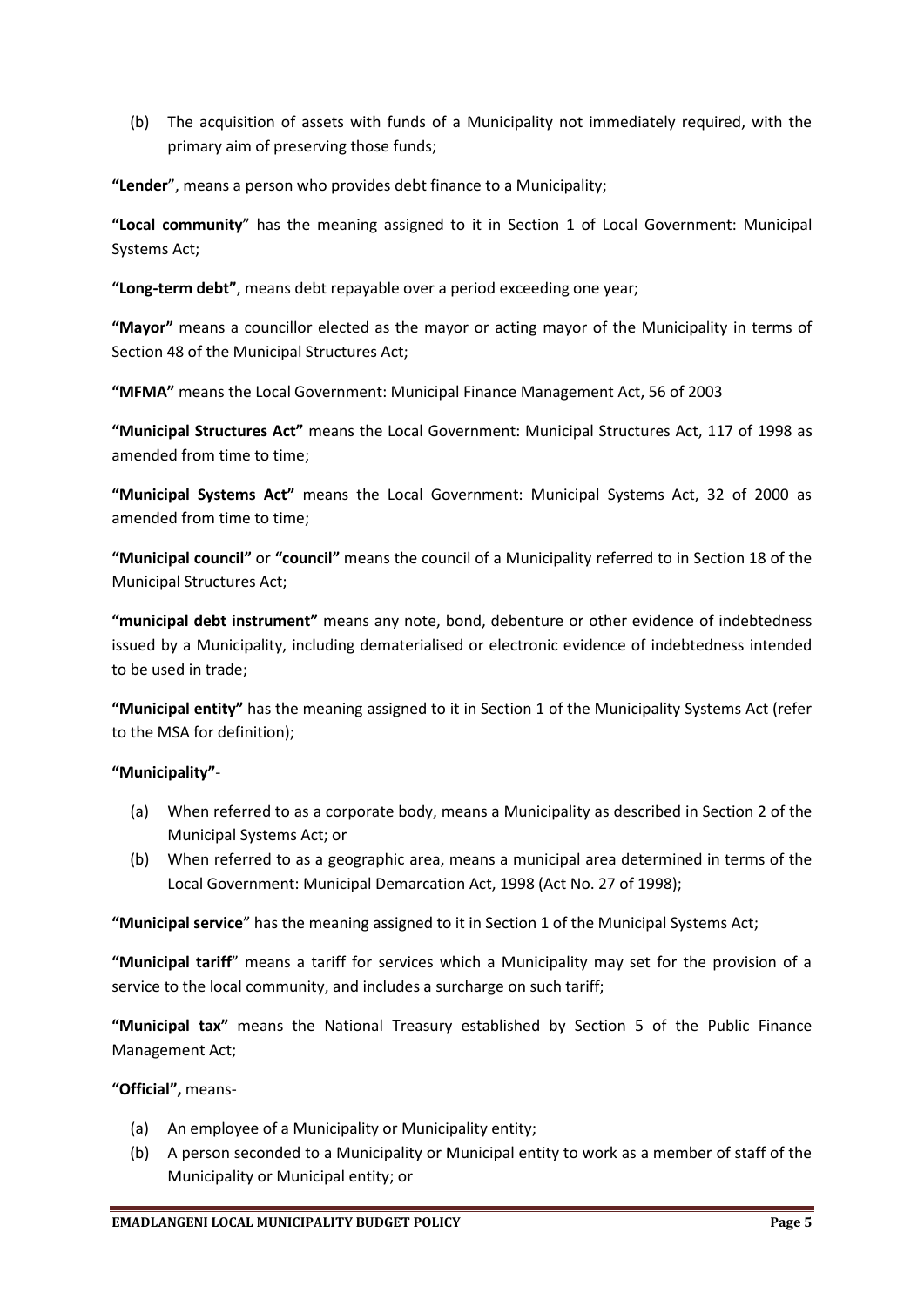(b) The acquisition of assets with funds of a Municipality not immediately required, with the primary aim of preserving those funds;

**"Lender**", means a person who provides debt finance to a Municipality;

**"Local community**" has the meaning assigned to it in Section 1 of Local Government: Municipal Systems Act;

**"Long-term debt"**, means debt repayable over a period exceeding one year;

**"Mayor"** means a councillor elected as the mayor or acting mayor of the Municipality in terms of Section 48 of the Municipal Structures Act;

**"MFMA"** means the Local Government: Municipal Finance Management Act, 56 of 2003

**"Municipal Structures Act"** means the Local Government: Municipal Structures Act, 117 of 1998 as amended from time to time;

**"Municipal Systems Act"** means the Local Government: Municipal Systems Act, 32 of 2000 as amended from time to time;

**"Municipal council"** or **"council"** means the council of a Municipality referred to in Section 18 of the Municipal Structures Act;

**"municipal debt instrument"** means any note, bond, debenture or other evidence of indebtedness issued by a Municipality, including dematerialised or electronic evidence of indebtedness intended to be used in trade;

**"Municipal entity"** has the meaning assigned to it in Section 1 of the Municipality Systems Act (refer to the MSA for definition);

**"Municipality"**-

(a) When referred to as a corporate body, means a Municipality as described in Section 2 of the Municipal Systems Act; or
(b) When referred to as a geographic area, means a municipal area determined in terms of the Local Government: Municipal Demarcation Act, 1998 (Act No. 27 of 1998);

**"Municipal service**" has the meaning assigned to it in Section 1 of the Municipal Systems Act;

**"Municipal tariff**" means a tariff for services which a Municipality may set for the provision of a service to the local community, and includes a surcharge on such tariff;

**"Municipal tax"** means the National Treasury established by Section 5 of the Public Finance Management Act;

**"Official",** means-

(a) An employee of a Municipality or Municipality entity;
(b) A person seconded to a Municipality or Municipal entity to work as a member of staff of the Municipality or Municipal entity; or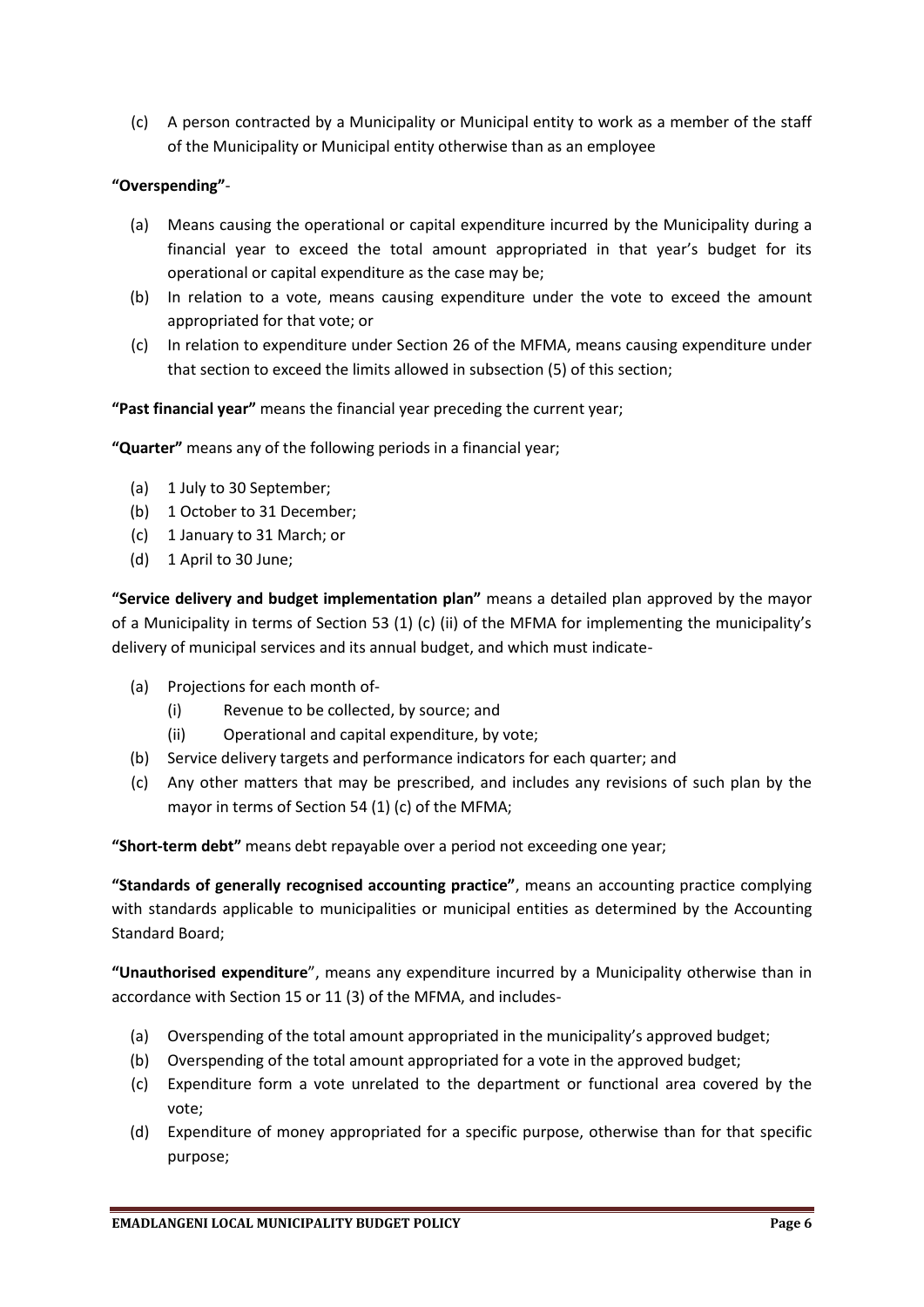(c) A person contracted by a Municipality or Municipal entity to work as a member of the staff of the Municipality or Municipal entity otherwise than as an employee

**"Overspending"**-

(a) Means causing the operational or capital expenditure incurred by the Municipality during a financial year to exceed the total amount appropriated in that year's budget for its operational or capital expenditure as the case may be;
(b) In relation to a vote, means causing expenditure under the vote to exceed the amount appropriated for that vote; or
(c) In relation to expenditure under Section 26 of the MFMA, means causing expenditure under that section to exceed the limits allowed in subsection (5) of this section;

**"Past financial year"** means the financial year preceding the current year;

**"Quarter"** means any of the following periods in a financial year;

(a) 1 July to 30 September;
(b) 1 October to 31 December;
(c) 1 January to 31 March; or
(d) 1 April to 30 June;

**"Service delivery and budget implementation plan"** means a detailed plan approved by the mayor of a Municipality in terms of Section 53 (1) (c) (ii) of the MFMA for implementing the municipality's delivery of municipal services and its annual budget, and which must indicate-

(a) Projections for each month of-
    (i) Revenue to be collected, by source; and
    (ii) Operational and capital expenditure, by vote;
(b) Service delivery targets and performance indicators for each quarter; and
(c) Any other matters that may be prescribed, and includes any revisions of such plan by the mayor in terms of Section 54 (1) (c) of the MFMA;

**"Short-term debt"** means debt repayable over a period not exceeding one year;

**"Standards of generally recognised accounting practice"**, means an accounting practice complying with standards applicable to municipalities or municipal entities as determined by the Accounting Standard Board;

**"Unauthorised expenditure"**, means any expenditure incurred by a Municipality otherwise than in accordance with Section 15 or 11 (3) of the MFMA, and includes-

(a) Overspending of the total amount appropriated in the municipality's approved budget;
(b) Overspending of the total amount appropriated for a vote in the approved budget;
(c) Expenditure form a vote unrelated to the department or functional area covered by the vote;
(d) Expenditure of money appropriated for a specific purpose, otherwise than for that specific purpose;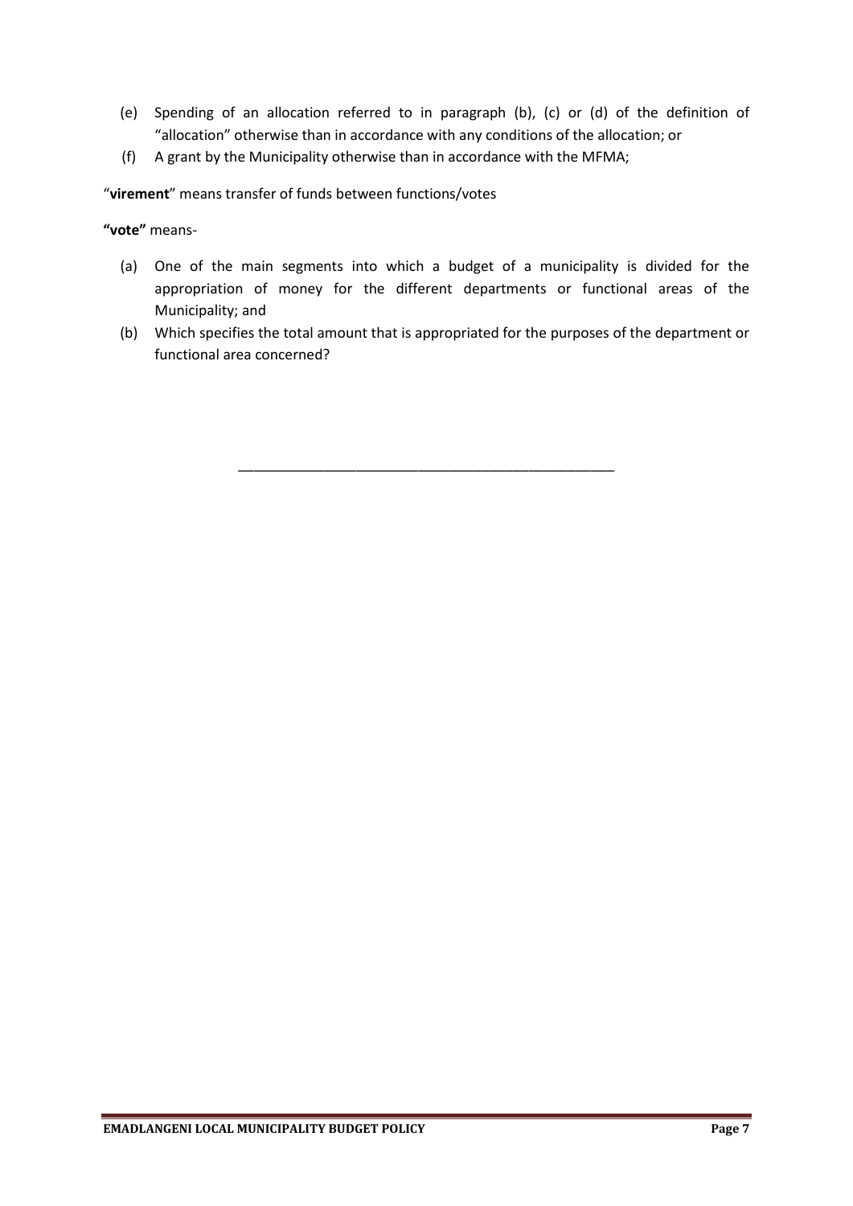(e) Spending of an allocation referred to in paragraph (b), (c) or (d) of the definition of "allocation" otherwise than in accordance with any conditions of the allocation; or

(f) A grant by the Municipality otherwise than in accordance with the MFMA;

"**virement**" means transfer of funds between functions/votes

**"vote"** means-

(a) One of the main segments into which a budget of a municipality is divided for the appropriation of money for the different departments or functional areas of the Municipality; and

(b) Which specifies the total amount that is appropriated for the purposes of the department or functional area concerned?

---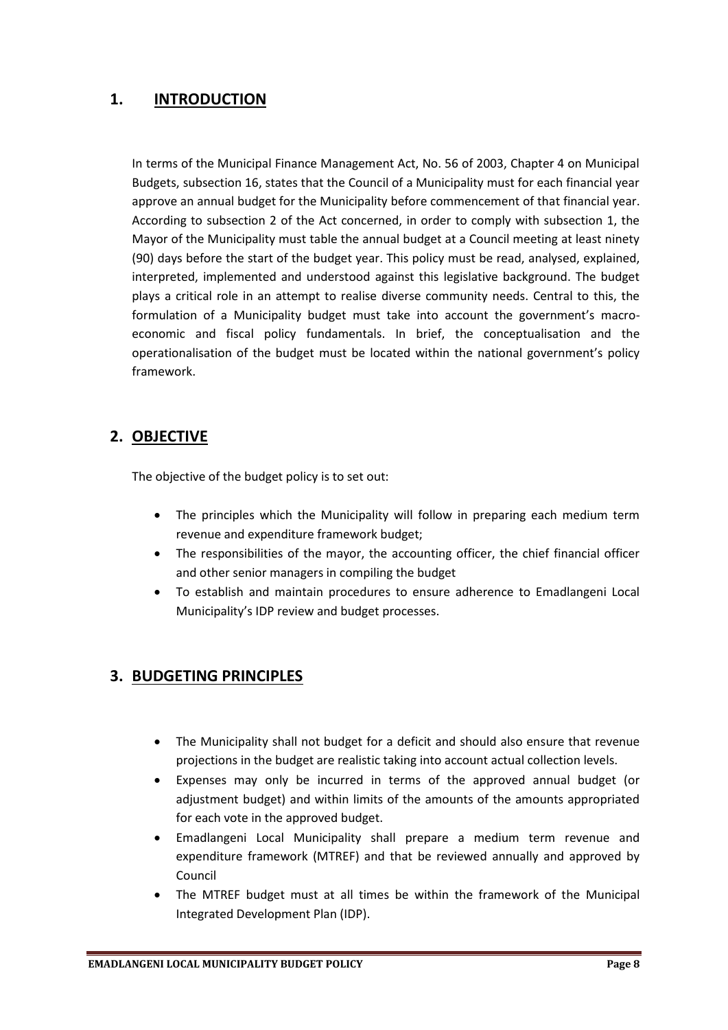## 1. INTRODUCTION

In terms of the Municipal Finance Management Act, No. 56 of 2003, Chapter 4 on Municipal Budgets, subsection 16, states that the Council of a Municipality must for each financial year approve an annual budget for the Municipality before commencement of that financial year. According to subsection 2 of the Act concerned, in order to comply with subsection 1, the Mayor of the Municipality must table the annual budget at a Council meeting at least ninety (90) days before the start of the budget year. This policy must be read, analysed, explained, interpreted, implemented and understood against this legislative background. The budget plays a critical role in an attempt to realise diverse community needs. Central to this, the formulation of a Municipality budget must take into account the government's macro-economic and fiscal policy fundamentals. In brief, the conceptualisation and the operationalisation of the budget must be located within the national government's policy framework.

## 2. OBJECTIVE

The objective of the budget policy is to set out:

- The principles which the Municipality will follow in preparing each medium term revenue and expenditure framework budget;
- The responsibilities of the mayor, the accounting officer, the chief financial officer and other senior managers in compiling the budget
- To establish and maintain procedures to ensure adherence to Emadlangeni Local Municipality's IDP review and budget processes.

## 3. BUDGETING PRINCIPLES

- The Municipality shall not budget for a deficit and should also ensure that revenue projections in the budget are realistic taking into account actual collection levels.
- Expenses may only be incurred in terms of the approved annual budget (or adjustment budget) and within limits of the amounts of the amounts appropriated for each vote in the approved budget.
- Emadlangeni Local Municipality shall prepare a medium term revenue and expenditure framework (MTREF) and that be reviewed annually and approved by Council
- The MTREF budget must at all times be within the framework of the Municipal Integrated Development Plan (IDP).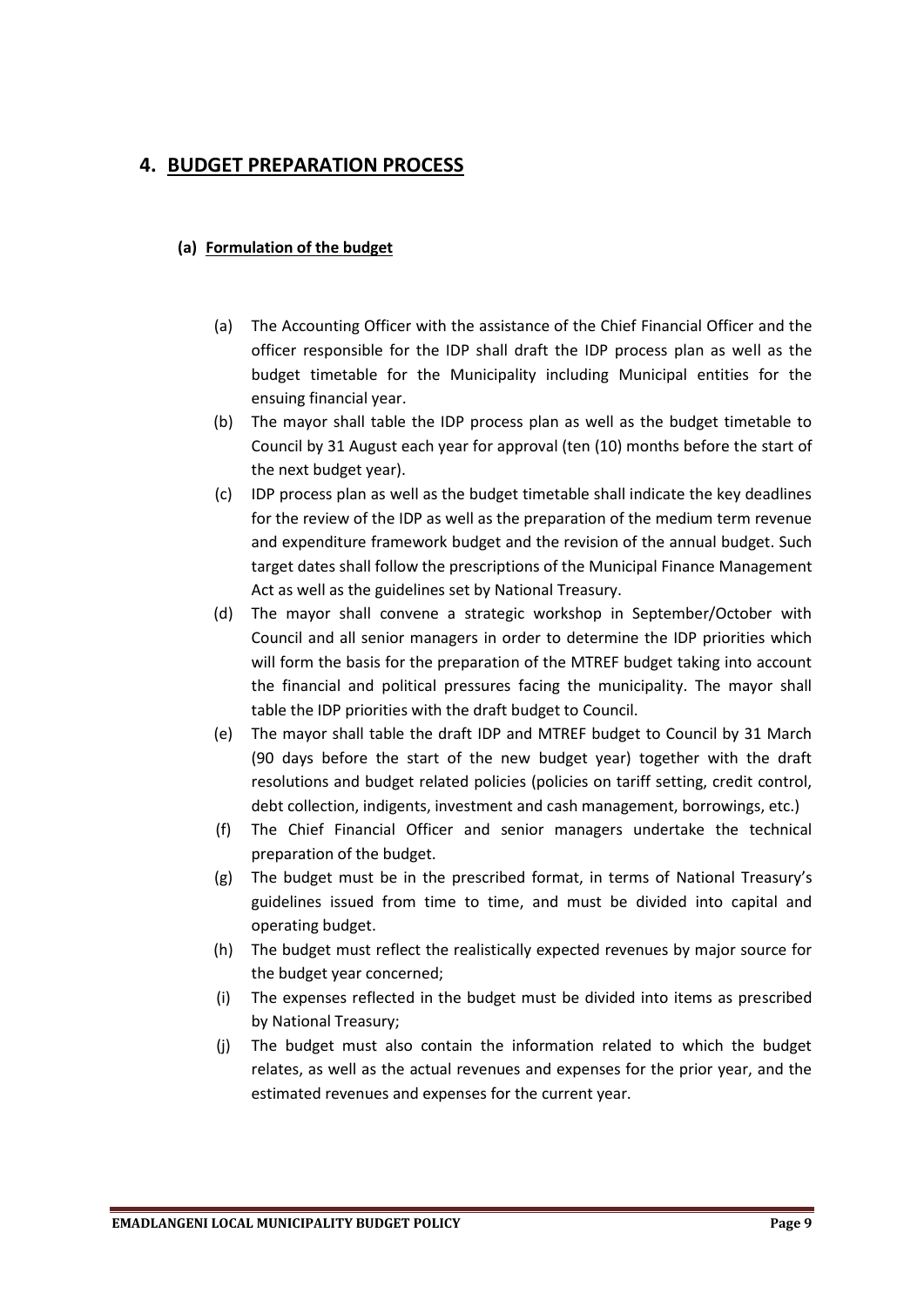## 4. BUDGET PREPARATION PROCESS

### (a) Formulation of the budget

(a) The Accounting Officer with the assistance of the Chief Financial Officer and the officer responsible for the IDP shall draft the IDP process plan as well as the budget timetable for the Municipality including Municipal entities for the ensuing financial year.

(b) The mayor shall table the IDP process plan as well as the budget timetable to Council by 31 August each year for approval (ten (10) months before the start of the next budget year).

(c) IDP process plan as well as the budget timetable shall indicate the key deadlines for the review of the IDP as well as the preparation of the medium term revenue and expenditure framework budget and the revision of the annual budget. Such target dates shall follow the prescriptions of the Municipal Finance Management Act as well as the guidelines set by National Treasury.

(d) The mayor shall convene a strategic workshop in September/October with Council and all senior managers in order to determine the IDP priorities which will form the basis for the preparation of the MTREF budget taking into account the financial and political pressures facing the municipality. The mayor shall table the IDP priorities with the draft budget to Council.

(e) The mayor shall table the draft IDP and MTREF budget to Council by 31 March (90 days before the start of the new budget year) together with the draft resolutions and budget related policies (policies on tariff setting, credit control, debt collection, indigents, investment and cash management, borrowings, etc.)

(f) The Chief Financial Officer and senior managers undertake the technical preparation of the budget.

(g) The budget must be in the prescribed format, in terms of National Treasury's guidelines issued from time to time, and must be divided into capital and operating budget.

(h) The budget must reflect the realistically expected revenues by major source for the budget year concerned;

(i) The expenses reflected in the budget must be divided into items as prescribed by National Treasury;

(j) The budget must also contain the information related to which the budget relates, as well as the actual revenues and expenses for the prior year, and the estimated revenues and expenses for the current year.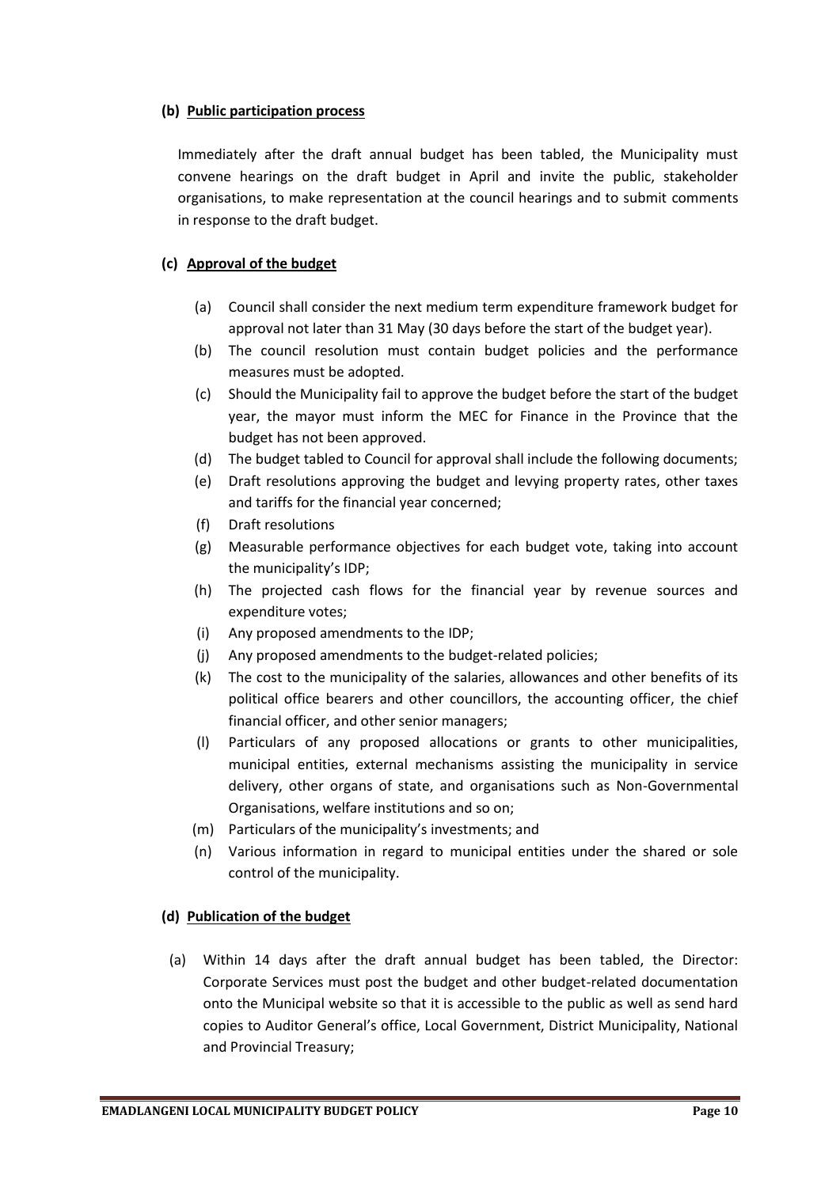**(b) Public participation process**

Immediately after the draft annual budget has been tabled, the Municipality must convene hearings on the draft budget in April and invite the public, stakeholder organisations, to make representation at the council hearings and to submit comments in response to the draft budget.

**(c) Approval of the budget**

(a) Council shall consider the next medium term expenditure framework budget for approval not later than 31 May (30 days before the start of the budget year).

(b) The council resolution must contain budget policies and the performance measures must be adopted.

(c) Should the Municipality fail to approve the budget before the start of the budget year, the mayor must inform the MEC for Finance in the Province that the budget has not been approved.

(d) The budget tabled to Council for approval shall include the following documents;

(e) Draft resolutions approving the budget and levying property rates, other taxes and tariffs for the financial year concerned;

(f) Draft resolutions

(g) Measurable performance objectives for each budget vote, taking into account the municipality's IDP;

(h) The projected cash flows for the financial year by revenue sources and expenditure votes;

(i) Any proposed amendments to the IDP;

(j) Any proposed amendments to the budget-related policies;

(k) The cost to the municipality of the salaries, allowances and other benefits of its political office bearers and other councillors, the accounting officer, the chief financial officer, and other senior managers;

(l) Particulars of any proposed allocations or grants to other municipalities, municipal entities, external mechanisms assisting the municipality in service delivery, other organs of state, and organisations such as Non-Governmental Organisations, welfare institutions and so on;

(m) Particulars of the municipality's investments; and

(n) Various information in regard to municipal entities under the shared or sole control of the municipality.

**(d) Publication of the budget**

(a) Within 14 days after the draft annual budget has been tabled, the Director: Corporate Services must post the budget and other budget-related documentation onto the Municipal website so that it is accessible to the public as well as send hard copies to Auditor General's office, Local Government, District Municipality, National and Provincial Treasury;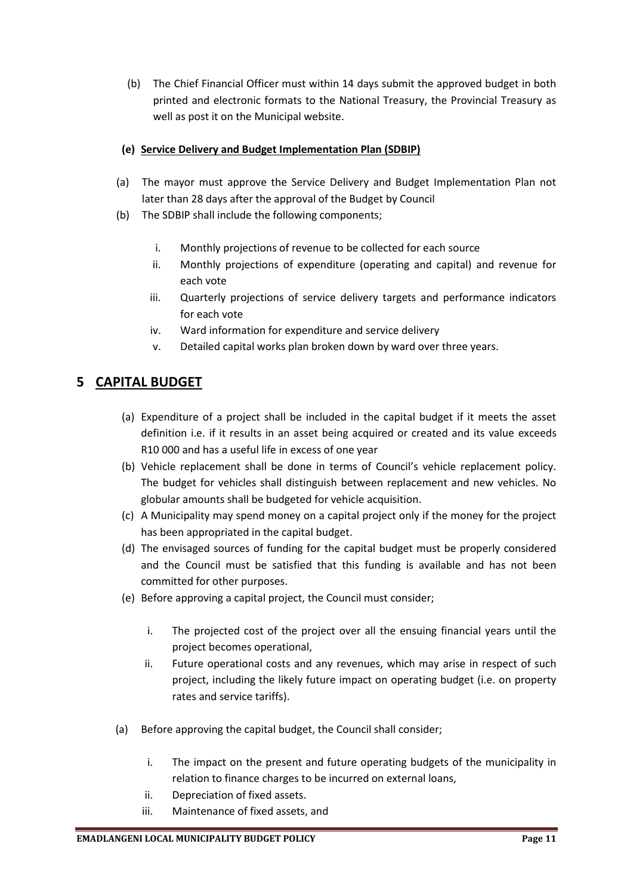(b) The Chief Financial Officer must within 14 days submit the approved budget in both printed and electronic formats to the National Treasury, the Provincial Treasury as well as post it on the Municipal website.

**(e) Service Delivery and Budget Implementation Plan (SDBIP)**

(a) The mayor must approve the Service Delivery and Budget Implementation Plan not later than 28 days after the approval of the Budget by Council

(b) The SDBIP shall include the following components;

   i. Monthly projections of revenue to be collected for each source
   ii. Monthly projections of expenditure (operating and capital) and revenue for each vote
   iii. Quarterly projections of service delivery targets and performance indicators for each vote
   iv. Ward information for expenditure and service delivery
   v. Detailed capital works plan broken down by ward over three years.

# 5 CAPITAL BUDGET

(a) Expenditure of a project shall be included in the capital budget if it meets the asset definition i.e. if it results in an asset being acquired or created and its value exceeds R10 000 and has a useful life in excess of one year

(b) Vehicle replacement shall be done in terms of Council's vehicle replacement policy. The budget for vehicles shall distinguish between replacement and new vehicles. No globular amounts shall be budgeted for vehicle acquisition.

(c) A Municipality may spend money on a capital project only if the money for the project has been appropriated in the capital budget.

(d) The envisaged sources of funding for the capital budget must be properly considered and the Council must be satisfied that this funding is available and has not been committed for other purposes.

(e) Before approving a capital project, the Council must consider;

   i. The projected cost of the project over all the ensuing financial years until the project becomes operational,
   ii. Future operational costs and any revenues, which may arise in respect of such project, including the likely future impact on operating budget (i.e. on property rates and service tariffs).

(a) Before approving the capital budget, the Council shall consider;

   i. The impact on the present and future operating budgets of the municipality in relation to finance charges to be incurred on external loans,
   ii. Depreciation of fixed assets.
   iii. Maintenance of fixed assets, and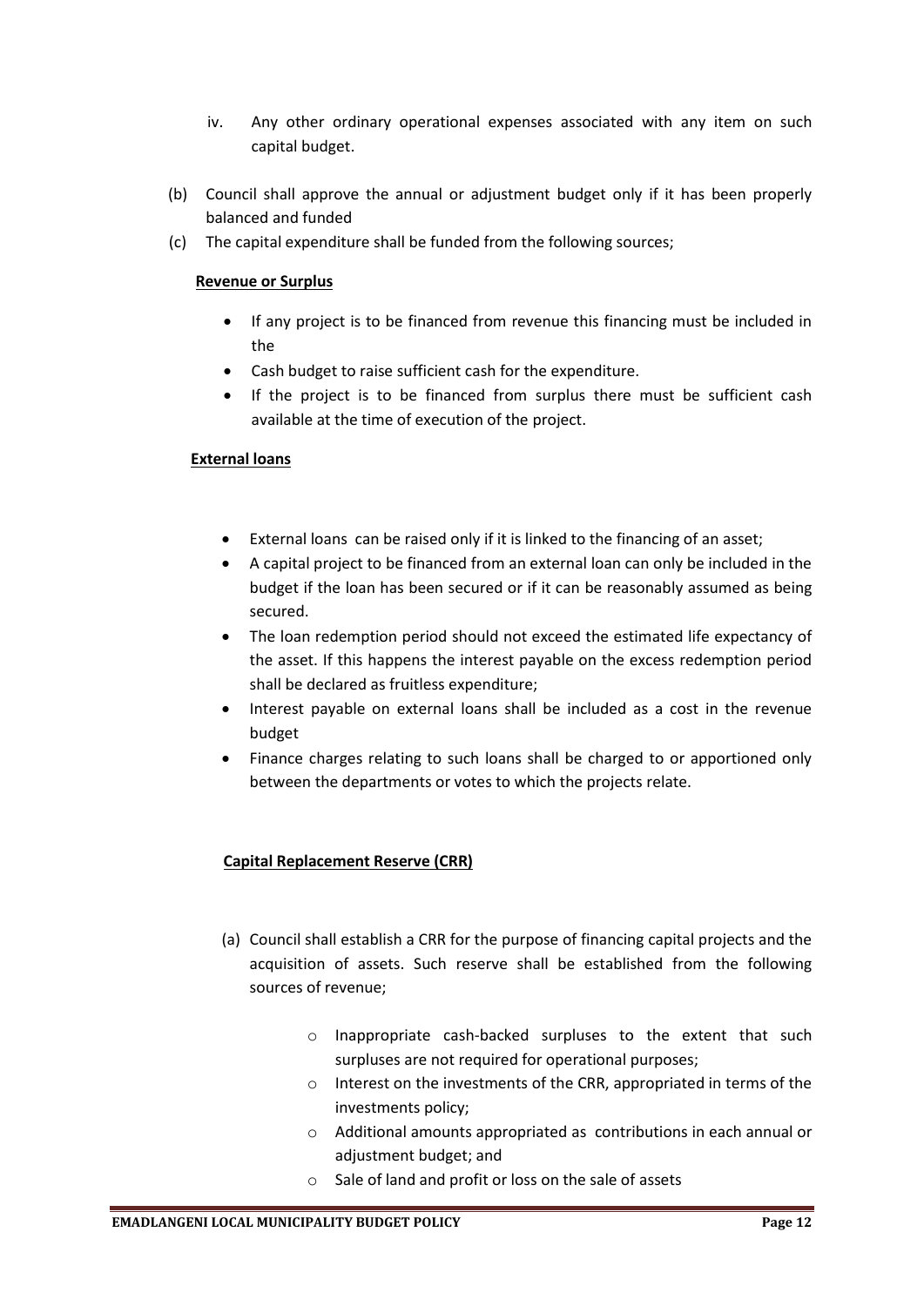iv. Any other ordinary operational expenses associated with any item on such capital budget.

(b) Council shall approve the annual or adjustment budget only if it has been properly balanced and funded

(c) The capital expenditure shall be funded from the following sources;

**Revenue or Surplus**

- If any project is to be financed from revenue this financing must be included in the
- Cash budget to raise sufficient cash for the expenditure.
- If the project is to be financed from surplus there must be sufficient cash available at the time of execution of the project.

**External loans**

- External loans can be raised only if it is linked to the financing of an asset;
- A capital project to be financed from an external loan can only be included in the budget if the loan has been secured or if it can be reasonably assumed as being secured.
- The loan redemption period should not exceed the estimated life expectancy of the asset. If this happens the interest payable on the excess redemption period shall be declared as fruitless expenditure;
- Interest payable on external loans shall be included as a cost in the revenue budget
- Finance charges relating to such loans shall be charged to or apportioned only between the departments or votes to which the projects relate.

**Capital Replacement Reserve (CRR)**

(a) Council shall establish a CRR for the purpose of financing capital projects and the acquisition of assets. Such reserve shall be established from the following sources of revenue;

   - Inappropriate cash-backed surpluses to the extent that such surpluses are not required for operational purposes;
   - Interest on the investments of the CRR, appropriated in terms of the investments policy;
   - Additional amounts appropriated as contributions in each annual or adjustment budget; and
   - Sale of land and profit or loss on the sale of assets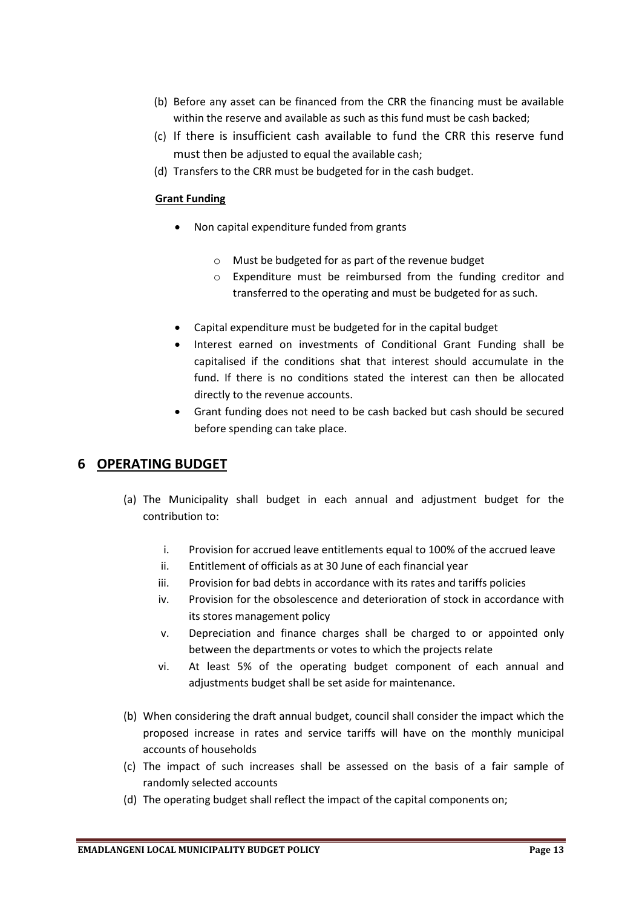(b) Before any asset can be financed from the CRR the financing must be available within the reserve and available as such as this fund must be cash backed;

(c) If there is insufficient cash available to fund the CRR this reserve fund must then be adjusted to equal the available cash;

(d) Transfers to the CRR must be budgeted for in the cash budget.

**Grant Funding**

- Non capital expenditure funded from grants
  - Must be budgeted for as part of the revenue budget
  - Expenditure must be reimbursed from the funding creditor and transferred to the operating and must be budgeted for as such.
- Capital expenditure must be budgeted for in the capital budget
- Interest earned on investments of Conditional Grant Funding shall be capitalised if the conditions shat that interest should accumulate in the fund. If there is no conditions stated the interest can then be allocated directly to the revenue accounts.
- Grant funding does not need to be cash backed but cash should be secured before spending can take place.

# 6 OPERATING BUDGET

(a) The Municipality shall budget in each annual and adjustment budget for the contribution to:

   i. Provision for accrued leave entitlements equal to 100% of the accrued leave
   ii. Entitlement of officials as at 30 June of each financial year
   iii. Provision for bad debts in accordance with its rates and tariffs policies
   iv. Provision for the obsolescence and deterioration of stock in accordance with its stores management policy
   v. Depreciation and finance charges shall be charged to or appointed only between the departments or votes to which the projects relate
   vi. At least 5% of the operating budget component of each annual and adjustments budget shall be set aside for maintenance.

(b) When considering the draft annual budget, council shall consider the impact which the proposed increase in rates and service tariffs will have on the monthly municipal accounts of households

(c) The impact of such increases shall be assessed on the basis of a fair sample of randomly selected accounts

(d) The operating budget shall reflect the impact of the capital components on;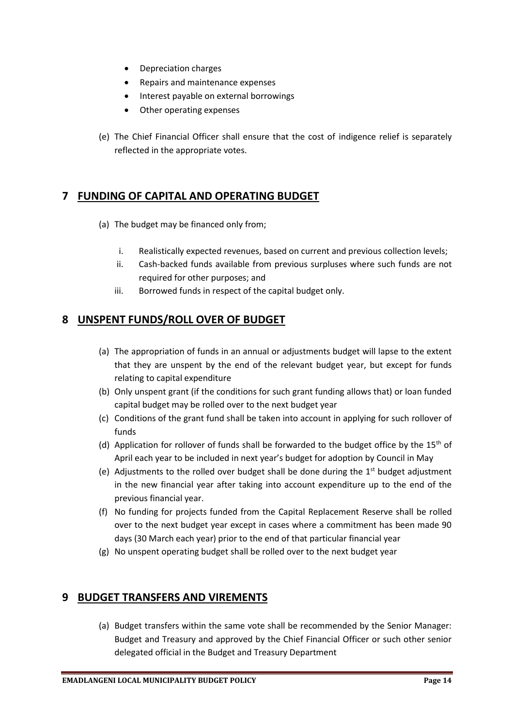- Depreciation charges
- Repairs and maintenance expenses
- Interest payable on external borrowings
- Other operating expenses

(e) The Chief Financial Officer shall ensure that the cost of indigence relief is separately reflected in the appropriate votes.

## 7 FUNDING OF CAPITAL AND OPERATING BUDGET

(a) The budget may be financed only from;

i. Realistically expected revenues, based on current and previous collection levels;
ii. Cash-backed funds available from previous surpluses where such funds are not required for other purposes; and
iii. Borrowed funds in respect of the capital budget only.

## 8 UNSPENT FUNDS/ROLL OVER OF BUDGET

(a) The appropriation of funds in an annual or adjustments budget will lapse to the extent that they are unspent by the end of the relevant budget year, but except for funds relating to capital expenditure
(b) Only unspent grant (if the conditions for such grant funding allows that) or loan funded capital budget may be rolled over to the next budget year
(c) Conditions of the grant fund shall be taken into account in applying for such rollover of funds
(d) Application for rollover of funds shall be forwarded to the budget office by the 15th of April each year to be included in next year's budget for adoption by Council in May
(e) Adjustments to the rolled over budget shall be done during the 1st budget adjustment in the new financial year after taking into account expenditure up to the end of the previous financial year.
(f) No funding for projects funded from the Capital Replacement Reserve shall be rolled over to the next budget year except in cases where a commitment has been made 90 days (30 March each year) prior to the end of that particular financial year
(g) No unspent operating budget shall be rolled over to the next budget year

## 9 BUDGET TRANSFERS AND VIREMENTS

(a) Budget transfers within the same vote shall be recommended by the Senior Manager: Budget and Treasury and approved by the Chief Financial Officer or such other senior delegated official in the Budget and Treasury Department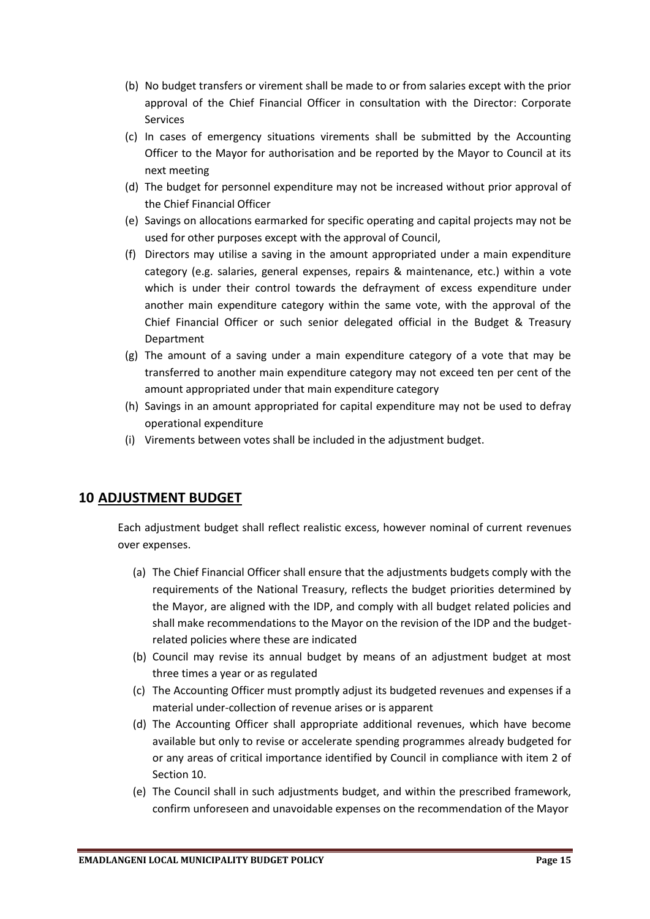(b) No budget transfers or virement shall be made to or from salaries except with the prior approval of the Chief Financial Officer in consultation with the Director: Corporate Services

(c) In cases of emergency situations virements shall be submitted by the Accounting Officer to the Mayor for authorisation and be reported by the Mayor to Council at its next meeting

(d) The budget for personnel expenditure may not be increased without prior approval of the Chief Financial Officer

(e) Savings on allocations earmarked for specific operating and capital projects may not be used for other purposes except with the approval of Council,

(f) Directors may utilise a saving in the amount appropriated under a main expenditure category (e.g. salaries, general expenses, repairs & maintenance, etc.) within a vote which is under their control towards the defrayment of excess expenditure under another main expenditure category within the same vote, with the approval of the Chief Financial Officer or such senior delegated official in the Budget & Treasury Department

(g) The amount of a saving under a main expenditure category of a vote that may be transferred to another main expenditure category may not exceed ten per cent of the amount appropriated under that main expenditure category

(h) Savings in an amount appropriated for capital expenditure may not be used to defray operational expenditure

(i) Virements between votes shall be included in the adjustment budget.

## 10 ADJUSTMENT BUDGET

Each adjustment budget shall reflect realistic excess, however nominal of current revenues over expenses.

(a) The Chief Financial Officer shall ensure that the adjustments budgets comply with the requirements of the National Treasury, reflects the budget priorities determined by the Mayor, are aligned with the IDP, and comply with all budget related policies and shall make recommendations to the Mayor on the revision of the IDP and the budget-related policies where these are indicated

(b) Council may revise its annual budget by means of an adjustment budget at most three times a year or as regulated

(c) The Accounting Officer must promptly adjust its budgeted revenues and expenses if a material under-collection of revenue arises or is apparent

(d) The Accounting Officer shall appropriate additional revenues, which have become available but only to revise or accelerate spending programmes already budgeted for or any areas of critical importance identified by Council in compliance with item 2 of Section 10.

(e) The Council shall in such adjustments budget, and within the prescribed framework, confirm unforeseen and unavoidable expenses on the recommendation of the Mayor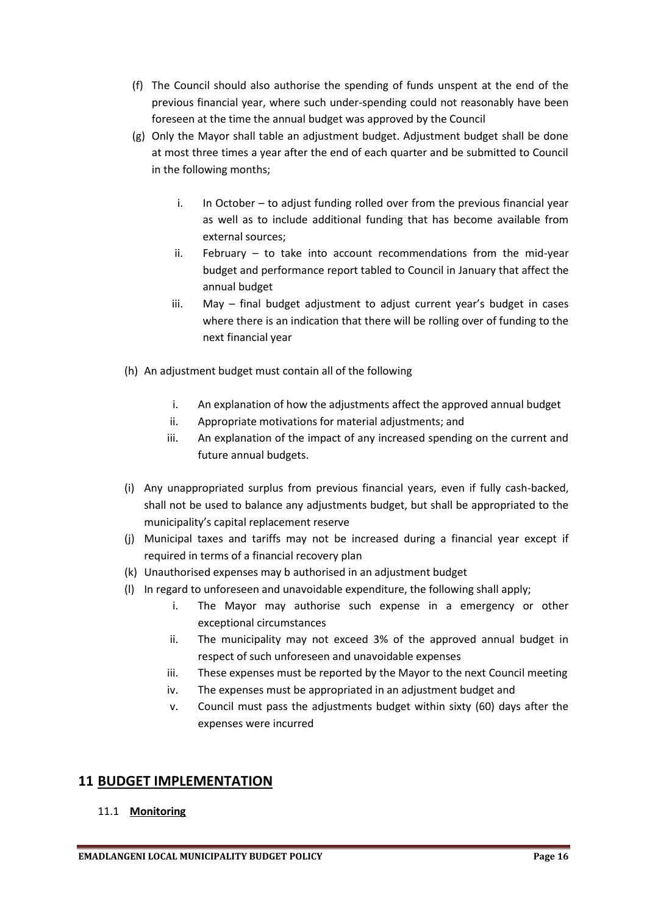(f) The Council should also authorise the spending of funds unspent at the end of the previous financial year, where such under-spending could not reasonably have been foreseen at the time the annual budget was approved by the Council

(g) Only the Mayor shall table an adjustment budget. Adjustment budget shall be done at most three times a year after the end of each quarter and be submitted to Council in the following months;

   i. In October – to adjust funding rolled over from the previous financial year as well as to include additional funding that has become available from external sources;
   ii. February – to take into account recommendations from the mid-year budget and performance report tabled to Council in January that affect the annual budget
   iii. May – final budget adjustment to adjust current year's budget in cases where there is an indication that there will be rolling over of funding to the next financial year

(h) An adjustment budget must contain all of the following

   i. An explanation of how the adjustments affect the approved annual budget
   ii. Appropriate motivations for material adjustments; and
   iii. An explanation of the impact of any increased spending on the current and future annual budgets.

(i) Any unappropriated surplus from previous financial years, even if fully cash-backed, shall not be used to balance any adjustments budget, but shall be appropriated to the municipality's capital replacement reserve

(j) Municipal taxes and tariffs may not be increased during a financial year except if required in terms of a financial recovery plan

(k) Unauthorised expenses may b authorised in an adjustment budget

(l) In regard to unforeseen and unavoidable expenditure, the following shall apply;

   i. The Mayor may authorise such expense in a emergency or other exceptional circumstances
   ii. The municipality may not exceed 3% of the approved annual budget in respect of such unforeseen and unavoidable expenses
   iii. These expenses must be reported by the Mayor to the next Council meeting
   iv. The expenses must be appropriated in an adjustment budget and
   v. Council must pass the adjustments budget within sixty (60) days after the expenses were incurred

## 11 BUDGET IMPLEMENTATION

### 11.1 Monitoring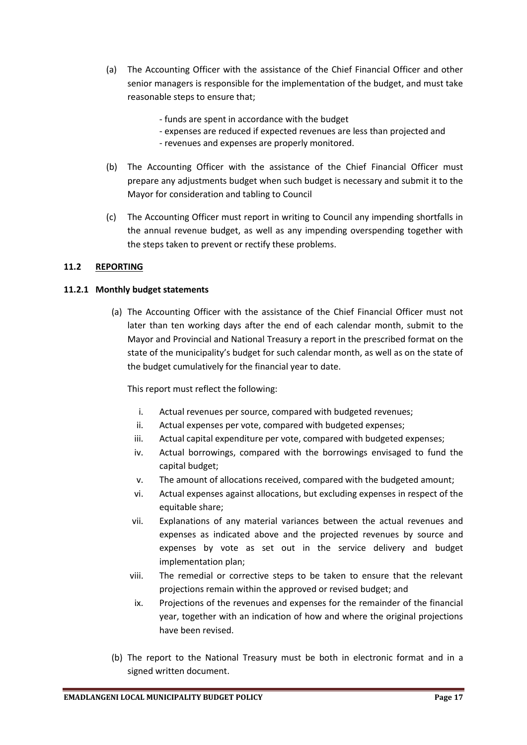(a) The Accounting Officer with the assistance of the Chief Financial Officer and other senior managers is responsible for the implementation of the budget, and must take reasonable steps to ensure that;

- funds are spent in accordance with the budget
- expenses are reduced if expected revenues are less than projected and
- revenues and expenses are properly monitored.

(b) The Accounting Officer with the assistance of the Chief Financial Officer must prepare any adjustments budget when such budget is necessary and submit it to the Mayor for consideration and tabling to Council

(c) The Accounting Officer must report in writing to Council any impending shortfalls in the annual revenue budget, as well as any impending overspending together with the steps taken to prevent or rectify these problems.

### 11.2 <u>REPORTING</u>

#### 11.2.1 Monthly budget statements

(a) The Accounting Officer with the assistance of the Chief Financial Officer must not later than ten working days after the end of each calendar month, submit to the Mayor and Provincial and National Treasury a report in the prescribed format on the state of the municipality's budget for such calendar month, as well as on the state of the budget cumulatively for the financial year to date.

This report must reflect the following:

i. Actual revenues per source, compared with budgeted revenues;
ii. Actual expenses per vote, compared with budgeted expenses;
iii. Actual capital expenditure per vote, compared with budgeted expenses;
iv. Actual borrowings, compared with the borrowings envisaged to fund the capital budget;
v. The amount of allocations received, compared with the budgeted amount;
vi. Actual expenses against allocations, but excluding expenses in respect of the equitable share;
vii. Explanations of any material variances between the actual revenues and expenses as indicated above and the projected revenues by source and expenses by vote as set out in the service delivery and budget implementation plan;
viii. The remedial or corrective steps to be taken to ensure that the relevant projections remain within the approved or revised budget; and
ix. Projections of the revenues and expenses for the remainder of the financial year, together with an indication of how and where the original projections have been revised.

(b) The report to the National Treasury must be both in electronic format and in a signed written document.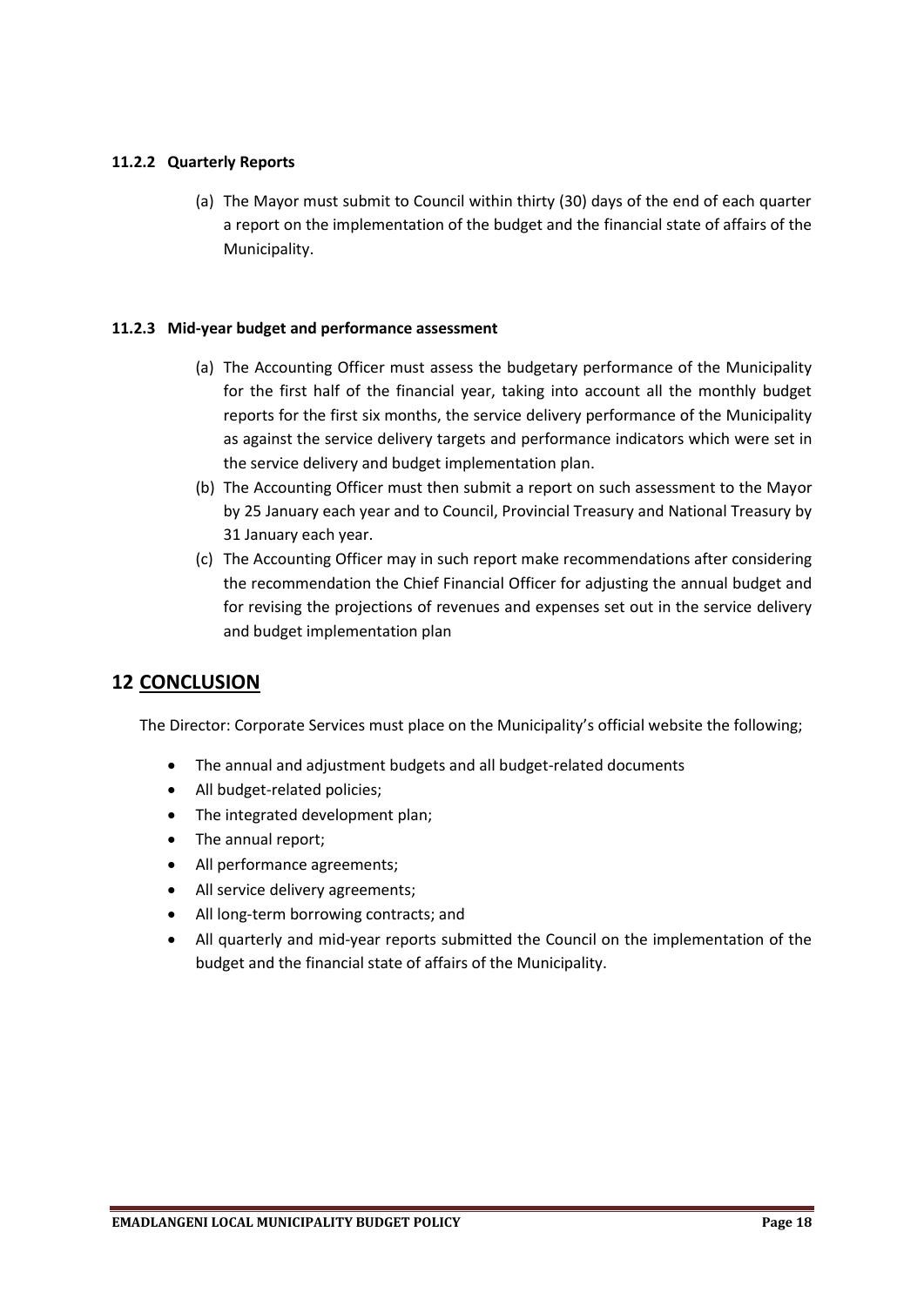#### 11.2.2 Quarterly Reports

(a) The Mayor must submit to Council within thirty (30) days of the end of each quarter a report on the implementation of the budget and the financial state of affairs of the Municipality.

#### 11.2.3 Mid-year budget and performance assessment

(a) The Accounting Officer must assess the budgetary performance of the Municipality for the first half of the financial year, taking into account all the monthly budget reports for the first six months, the service delivery performance of the Municipality as against the service delivery targets and performance indicators which were set in the service delivery and budget implementation plan.

(b) The Accounting Officer must then submit a report on such assessment to the Mayor by 25 January each year and to Council, Provincial Treasury and National Treasury by 31 January each year.

(c) The Accounting Officer may in such report make recommendations after considering the recommendation the Chief Financial Officer for adjusting the annual budget and for revising the projections of revenues and expenses set out in the service delivery and budget implementation plan

## 12 CONCLUSION

The Director: Corporate Services must place on the Municipality's official website the following;

- The annual and adjustment budgets and all budget-related documents
- All budget-related policies;
- The integrated development plan;
- The annual report;
- All performance agreements;
- All service delivery agreements;
- All long-term borrowing contracts; and
- All quarterly and mid-year reports submitted the Council on the implementation of the budget and the financial state of affairs of the Municipality.